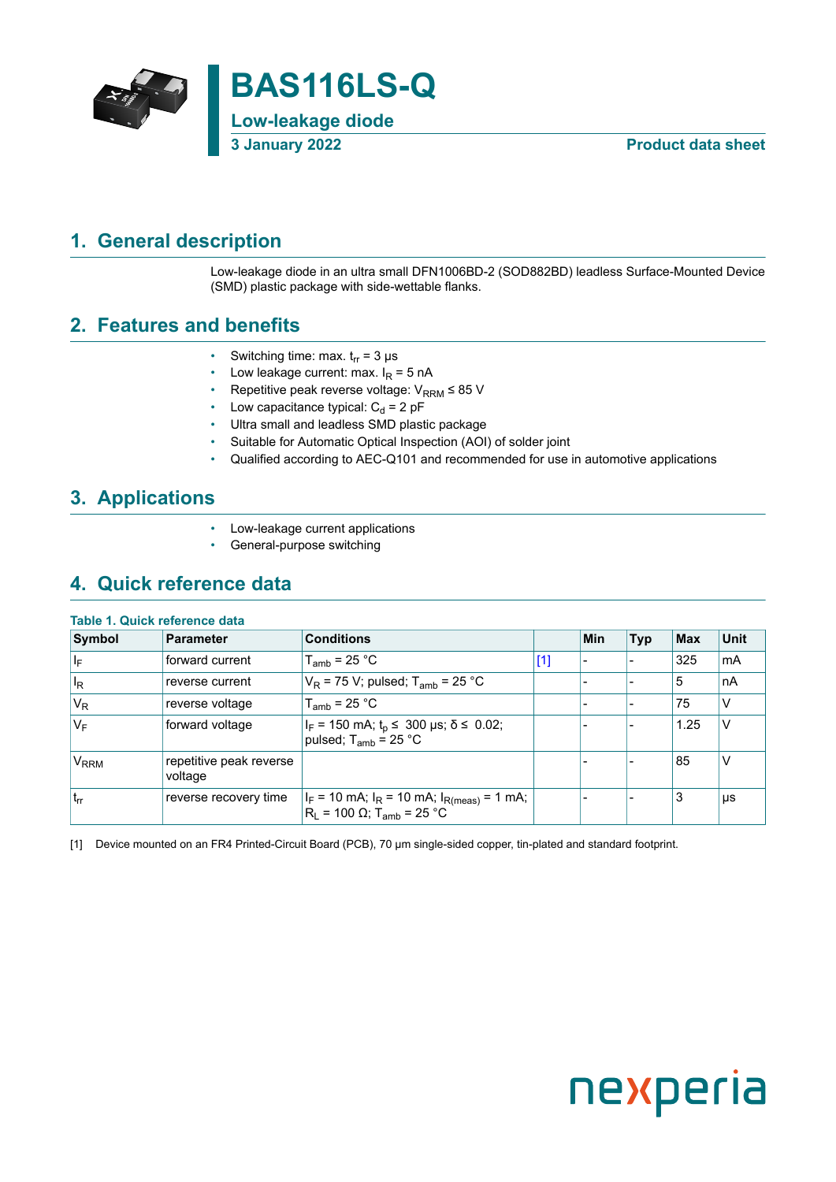# BAS116LS-Q

## Low-leakage diode

**3 January 2022** **Product data sheet**

## 1. General description

Low-leakage diode in an ultra small DFN1006BD-2 (SOD882BD) leadless Surface-Mounted Device (SMD) plastic package with side-wettable flanks.

## 2. Features and benefits

- Switching time: max. $t_{rr}$ = 3 μs
- Low leakage current: max. $I_R$ = 5 nA
- Repetitive peak reverse voltage: $V_{RRM}$ ≤ 85 V
- Low capacitance typical: $C_d$ = 2 pF
- Ultra small and leadless SMD plastic package
- Suitable for Automatic Optical Inspection (AOI) of solder joint
- Qualified according to AEC-Q101 and recommended for use in automotive applications

## 3. Applications

- Low-leakage current applications
- General-purpose switching

## 4. Quick reference data

**Table 1. Quick reference data**

| Symbol | Parameter | Conditions | | Min | Typ | Max | Unit |
|---|---|---|---|---|---|---|---|
| $I_F$ | forward current | $T_{amb}$ = 25 °C | [1] | - | - | 325 | mA |
| $I_R$ | reverse current | $V_R$ = 75 V; pulsed; $T_{amb}$ = 25 °C | | - | - | 5 | nA |
| $V_R$ | reverse voltage | $T_{amb}$ = 25 °C | | - | - | 75 | V |
| $V_F$ | forward voltage | $I_F$ = 150 mA; $t_p$ ≤ 300 μs; δ ≤ 0.02; pulsed; $T_{amb}$ = 25 °C | | - | - | 1.25 | V |
| $V_{RRM}$ | repetitive peak reverse voltage | | | - | - | 85 | V |
| $t_{rr}$ | reverse recovery time | $I_F$ = 10 mA; $I_R$ = 10 mA; $I_{R(meas)}$ = 1 mA; $R_L$ = 100 Ω; $T_{amb}$ = 25 °C | | - | - | 3 | μs |

[1] Device mounted on an FR4 Printed-Circuit Board (PCB), 70 μm single-sided copper, tin-plated and standard footprint.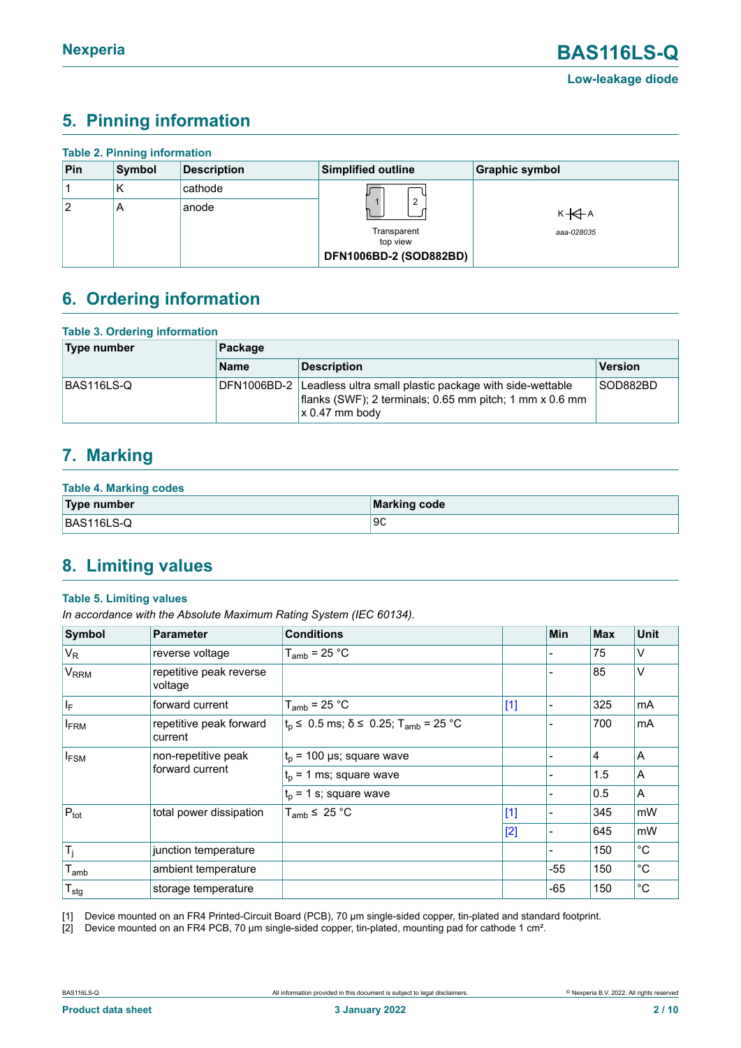## 5. Pinning information

**Table 2. Pinning information**

| Pin | Symbol | Description | Simplified outline | Graphic symbol |
|---|---|---|---|---|
| 1 | K | cathode | Transparent top view DFN1006BD-2 (SOD882BD) | K A aaa-028035 |
| 2 | A | anode | | |

## 6. Ordering information

**Table 3. Ordering information**

| Type number | Package | | |
|---|---|---|---|
| | Name | Description | Version |
| BAS116LS-Q | DFN1006BD-2 | Leadless ultra small plastic package with side-wettable flanks (SWF); 2 terminals; 0.65 mm pitch; 1 mm x 0.6 mm x 0.47 mm body | SOD882BD |

## 7. Marking

**Table 4. Marking codes**

| Type number | Marking code |
|---|---|
| BAS116LS-Q | 9C |

## 8. Limiting values

**Table 5. Limiting values**

*In accordance with the Absolute Maximum Rating System (IEC 60134).*

| Symbol | Parameter | Conditions | | Min | Max | Unit |
|---|---|---|---|---|---|---|
| $V_R$ | reverse voltage | $T_{amb}$ = 25 °C | | - | 75 | V |
| $V_{RRM}$ | repetitive peak reverse voltage | | | - | 85 | V |
| $I_F$ | forward current | $T_{amb}$ = 25 °C | [1] | - | 325 | mA |
| $I_{FRM}$ | repetitive peak forward current | $t_p \leq$ 0.5 ms; $\delta \leq$ 0.25; $T_{amb}$ = 25 °C | | - | 700 | mA |
| $I_{FSM}$ | non-repetitive peak forward current | $t_p$ = 100 µs; square wave | | - | 4 | A |
| | | $t_p$ = 1 ms; square wave | | - | 1.5 | A |
| | | $t_p$ = 1 s; square wave | | - | 0.5 | A |
| $P_{tot}$ | total power dissipation | $T_{amb} \leq$ 25 °C | [1] | - | 345 | mW |
| | | | [2] | - | 645 | mW |
| $T_j$ | junction temperature | | | - | 150 | °C |
| $T_{amb}$ | ambient temperature | | | -55 | 150 | °C |
| $T_{stg}$ | storage temperature | | | -65 | 150 | °C |

[1] Device mounted on an FR4 Printed-Circuit Board (PCB), 70 µm single-sided copper, tin-plated and standard footprint.
[2] Device mounted on an FR4 PCB, 70 µm single-sided copper, tin-plated, mounting pad for cathode 1 cm².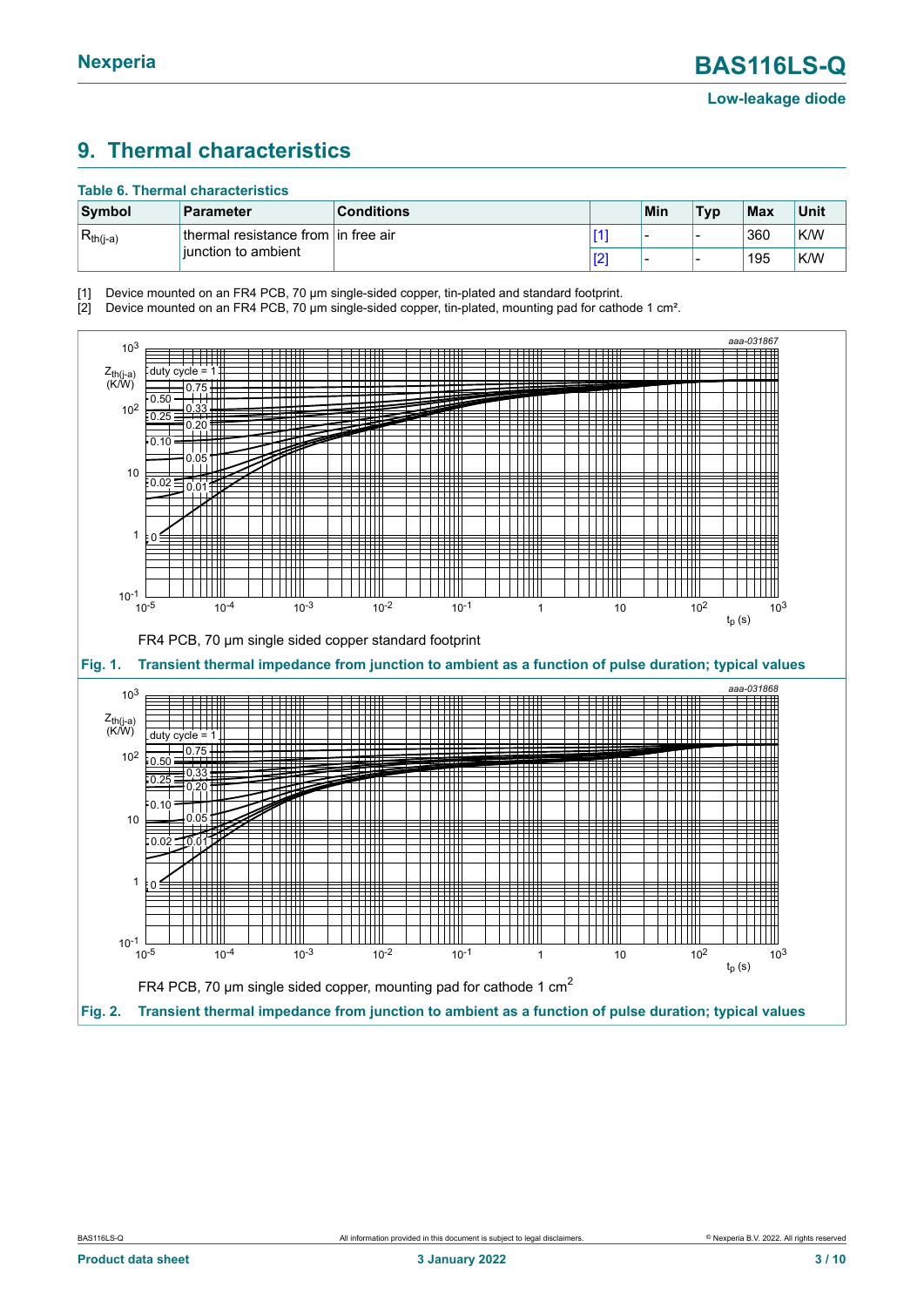## 9. Thermal characteristics

**Table 6. Thermal characteristics**

| Symbol | Parameter | Conditions | | Min | Typ | Max | Unit |
|---|---|---|---|---|---|---|---|
| $R_{th(j-a)}$ | thermal resistance from junction to ambient | in free air | [1] | - | - | 360 | K/W |
| | | | [2] | - | - | 195 | K/W |

[1] Device mounted on an FR4 PCB, 70 µm single-sided copper, tin-plated and standard footprint.

[2] Device mounted on an FR4 PCB, 70 µm single-sided copper, tin-plated, mounting pad for cathode 1 cm².

FR4 PCB, 70 µm single sided copper standard footprint

**Fig. 1. Transient thermal impedance from junction to ambient as a function of pulse duration; typical values**

FR4 PCB, 70 µm single sided copper, mounting pad for cathode 1 cm$^2$

**Fig. 2. Transient thermal impedance from junction to ambient as a function of pulse duration; typical values**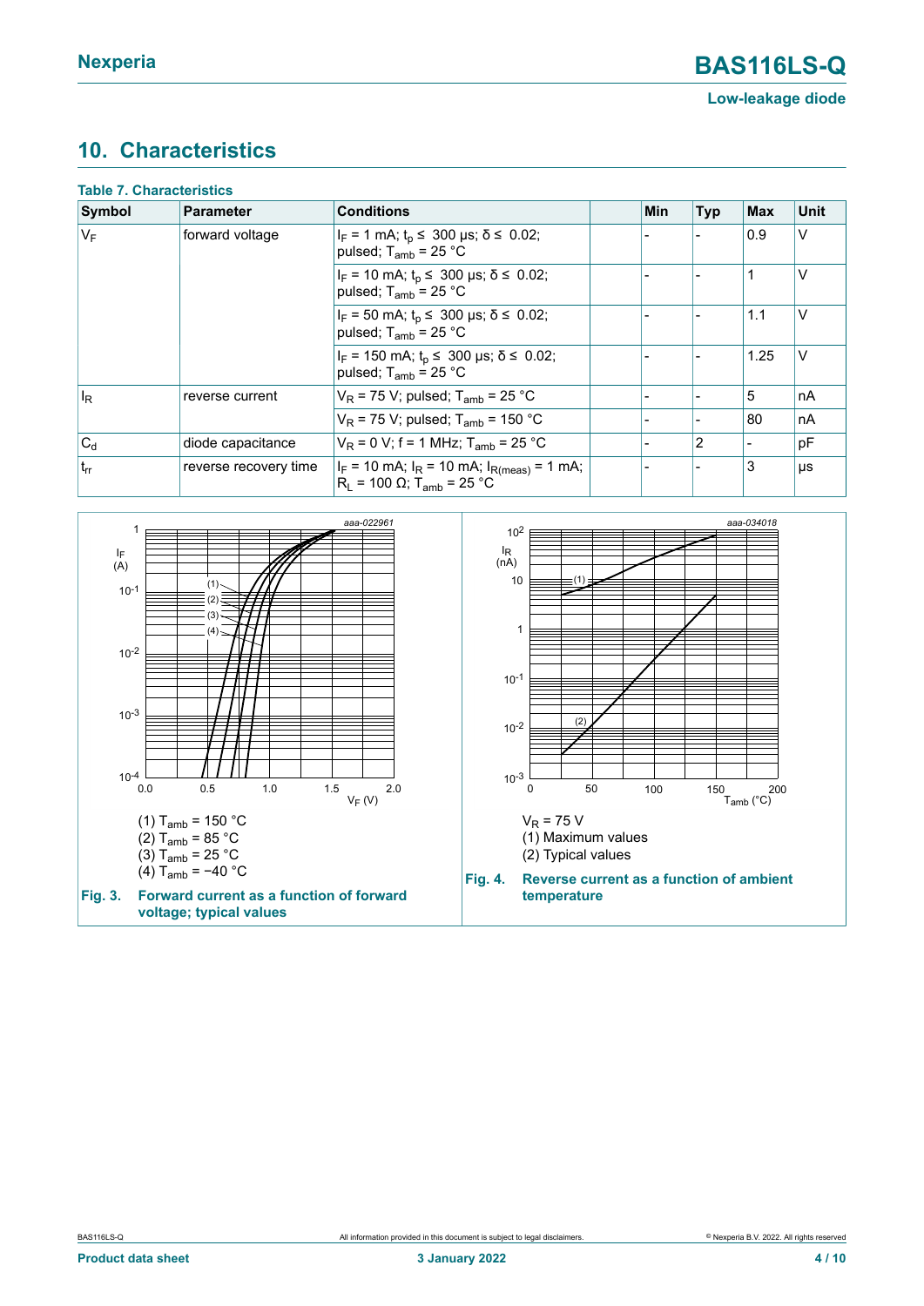## 10. Characteristics

**Table 7. Characteristics**

| Symbol | Parameter | Conditions | | Min | Typ | Max | Unit |
|---|---|---|---|---|---|---|---|
| $V_F$ | forward voltage | $I_F$ = 1 mA; $t_p \leq$ 300 μs; $\delta \leq$ 0.02; pulsed; $T_{amb}$ = 25 °C | | - | - | 0.9 | V |
| | | $I_F$ = 10 mA; $t_p \leq$ 300 μs; $\delta \leq$ 0.02; pulsed; $T_{amb}$ = 25 °C | | - | - | 1 | V |
| | | $I_F$ = 50 mA; $t_p \leq$ 300 μs; $\delta \leq$ 0.02; pulsed; $T_{amb}$ = 25 °C | | - | - | 1.1 | V |
| | | $I_F$ = 150 mA; $t_p \leq$ 300 μs; $\delta \leq$ 0.02; pulsed; $T_{amb}$ = 25 °C | | - | - | 1.25 | V |
| $I_R$ | reverse current | $V_R$ = 75 V; pulsed; $T_{amb}$ = 25 °C | | - | - | 5 | nA |
| | | $V_R$ = 75 V; pulsed; $T_{amb}$ = 150 °C | | - | - | 80 | nA |
| $C_d$ | diode capacitance | $V_R$ = 0 V; f = 1 MHz; $T_{amb}$ = 25 °C | | - | 2 | - | pF |
| $t_{rr}$ | reverse recovery time | $I_F$ = 10 mA; $I_R$ = 10 mA; $I_{R(meas)}$ = 1 mA; $R_L$ = 100 Ω; $T_{amb}$ = 25 °C | | - | - | 3 | μs |

(1) $T_{amb}$ = 150 °C
(2) $T_{amb}$ = 85 °C
(3) $T_{amb}$ = 25 °C
(4) $T_{amb}$ = −40 °C

**Fig. 3. Forward current as a function of forward voltage; typical values**

$V_R$ = 75 V
(1) Maximum values
(2) Typical values

**Fig. 4. Reverse current as a function of ambient temperature**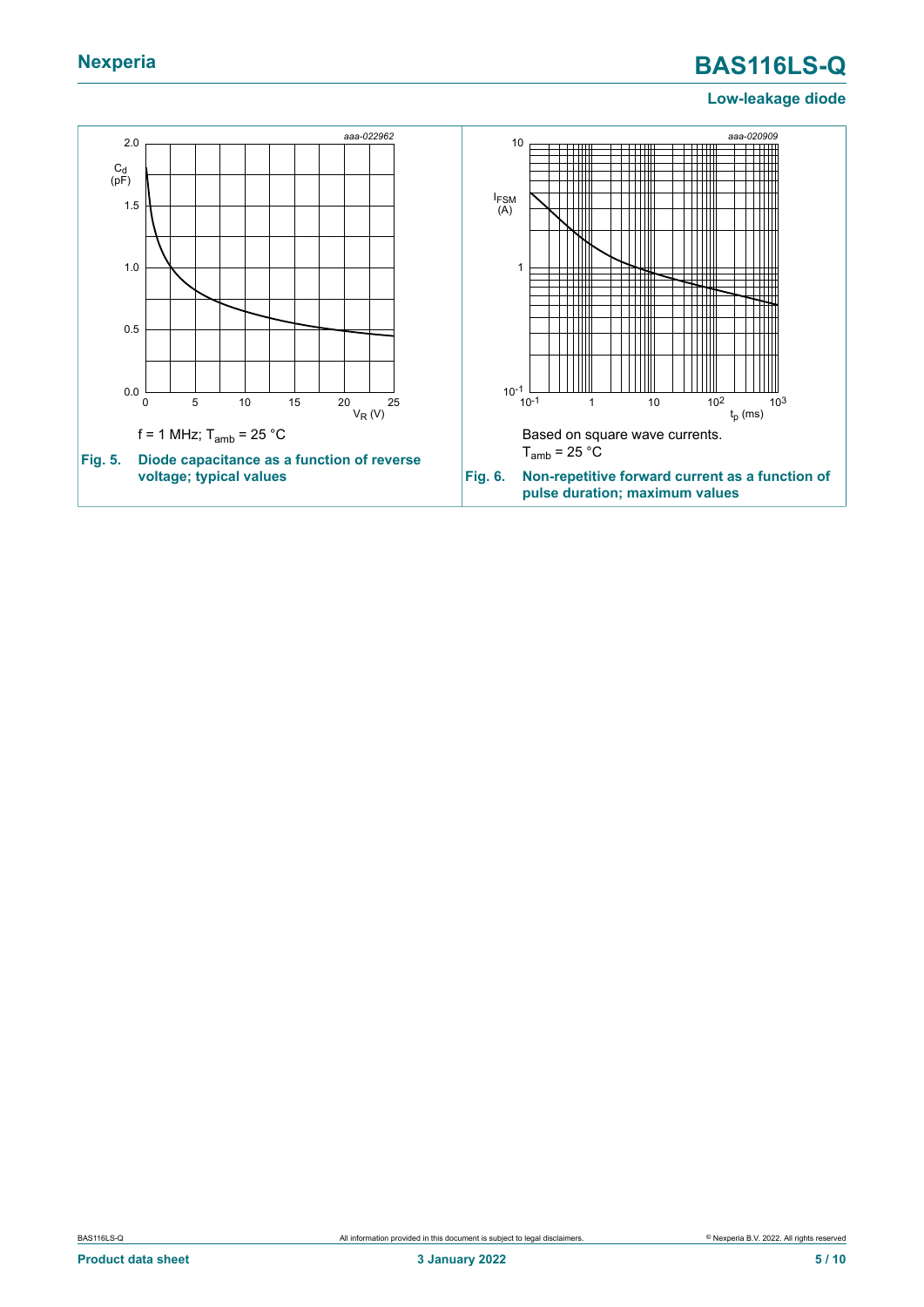f = 1 MHz; $T_{amb}$ = 25 °C

**Fig. 5. Diode capacitance as a function of reverse voltage; typical values**

Based on square wave currents.

$T_{amb}$ = 25 °C

**Fig. 6. Non-repetitive forward current as a function of pulse duration; maximum values**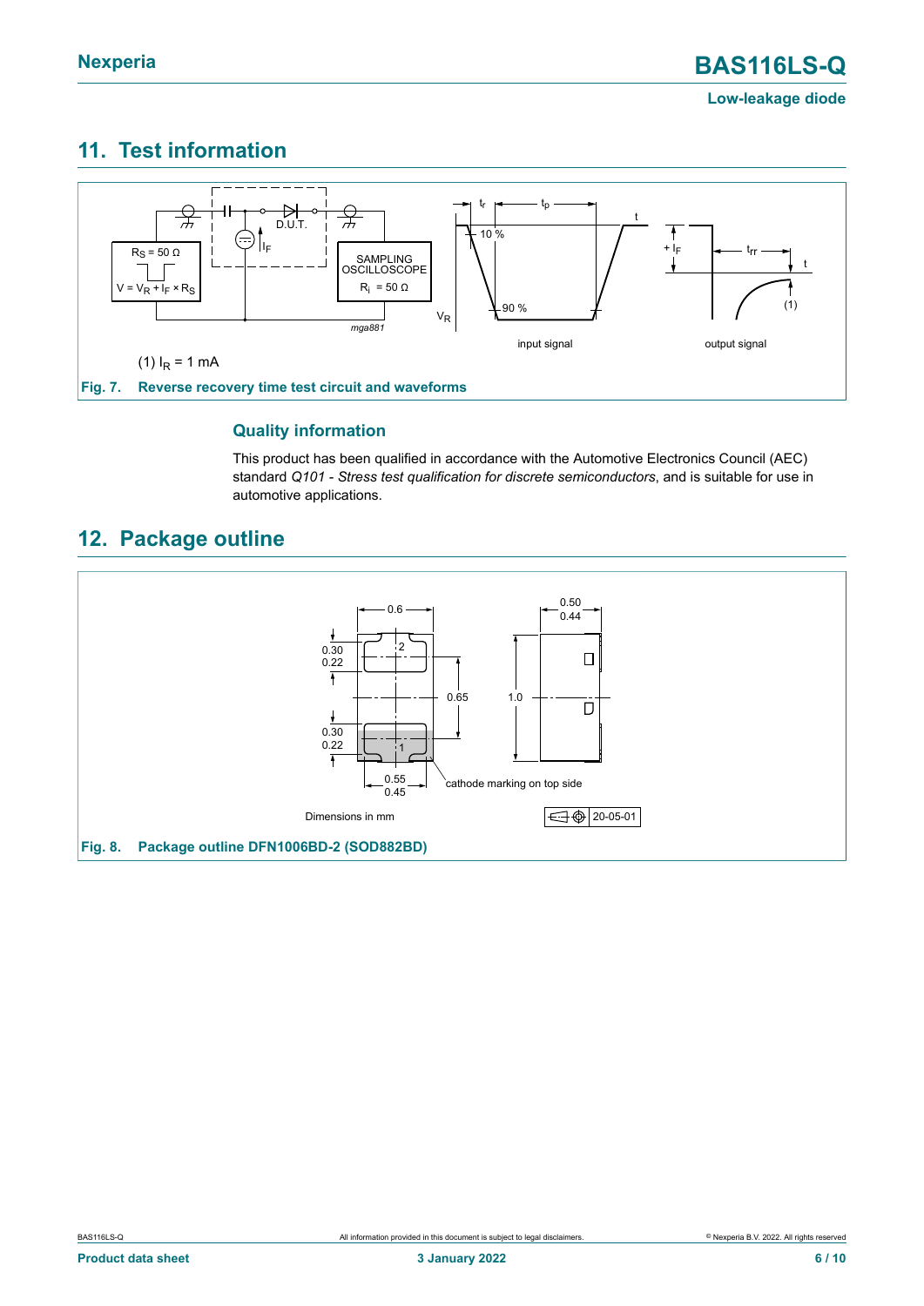## 11. Test information

(1) $I_R$ = 1 mA

**Fig. 7. Reverse recovery time test circuit and waveforms**

### Quality information

This product has been qualified in accordance with the Automotive Electronics Council (AEC) standard *Q101 - Stress test qualification for discrete semiconductors*, and is suitable for use in automotive applications.

## 12. Package outline

Dimensions in mm

**Fig. 8. Package outline DFN1006BD-2 (SOD882BD)**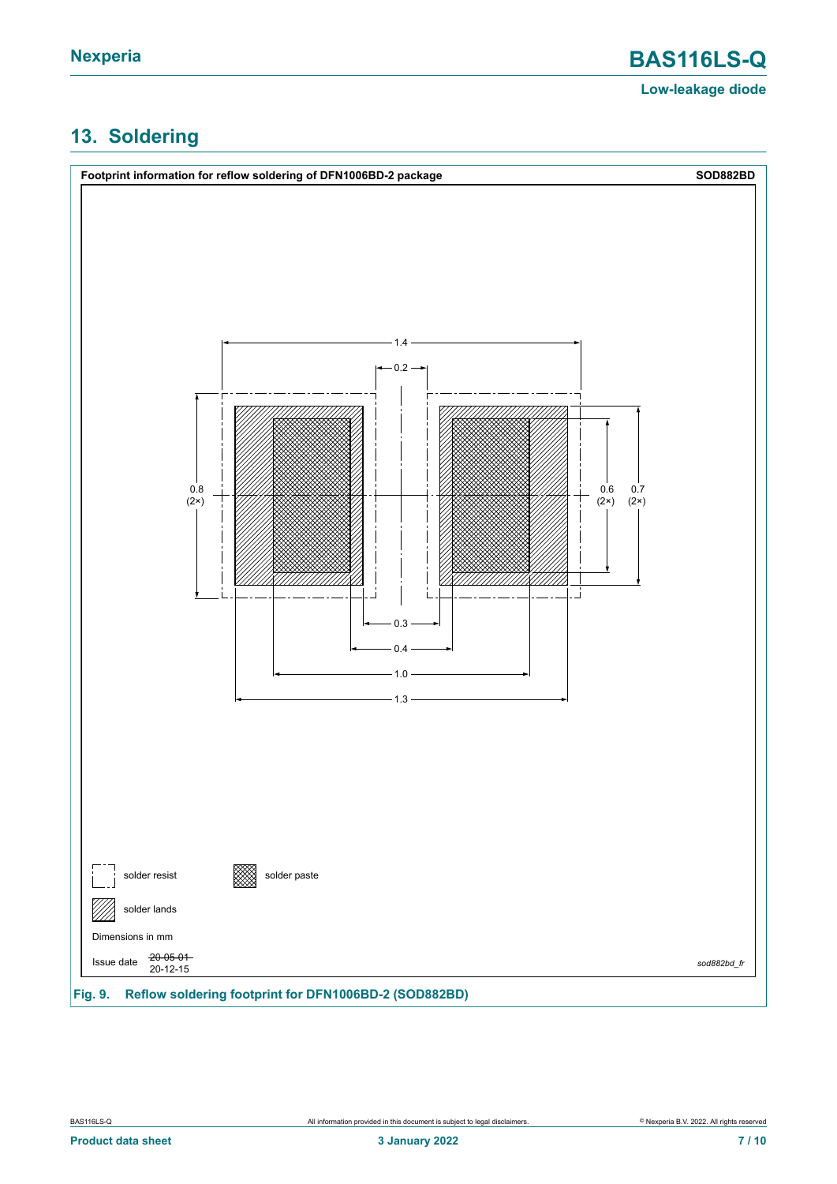## 13. Soldering

**Footprint information for reflow soldering of DFN1006BD-2 package** **SOD882BD**

1.4

0.2

0.8 (2×)

0.6 (2×)

0.7 (2×)

0.3

0.4

1.0

1.3

solder resist

solder paste

solder lands

Dimensions in mm

Issue date ~~20-05-01~~ 20-12-15

*sod882bd_fr*

**Fig. 9. Reflow soldering footprint for DFN1006BD-2 (SOD882BD)**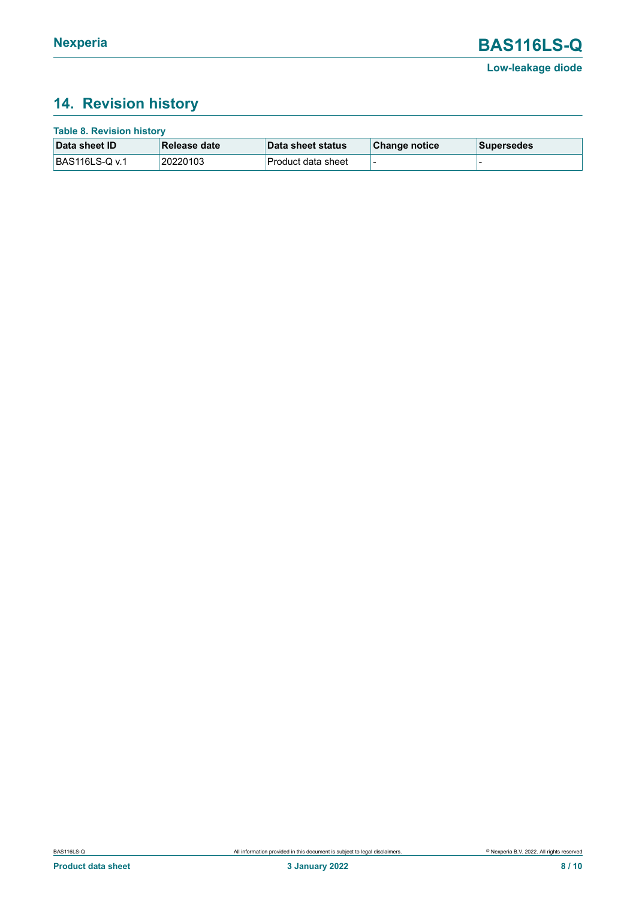## 14. Revision history

**Table 8. Revision history**

| Data sheet ID | Release date | Data sheet status | Change notice | Supersedes |
|---|---|---|---|---|
| BAS116LS-Q v.1 | 20220103 | Product data sheet | - | - |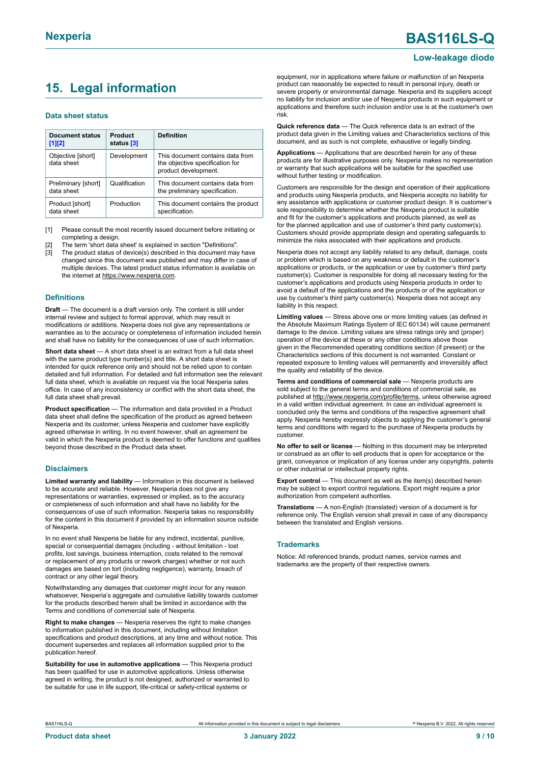## 15. Legal information

### Data sheet status

| Document status [1][2] | Product status [3] | Definition |
|---|---|---|
| Objective [short] data sheet | Development | This document contains data from the objective specification for product development. |
| Preliminary [short] data sheet | Qualification | This document contains data from the preliminary specification. |
| Product [short] data sheet | Production | This document contains the product specification. |

[1] Please consult the most recently issued document before initiating or completing a design.
[2] The term 'short data sheet' is explained in section "Definitions".
[3] The product status of device(s) described in this document may have changed since this document was published and may differ in case of multiple devices. The latest product status information is available on the internet at https://www.nexperia.com.

### Definitions

**Draft** — The document is a draft version only. The content is still under internal review and subject to formal approval, which may result in modifications or additions. Nexperia does not give any representations or warranties as to the accuracy or completeness of information included herein and shall have no liability for the consequences of use of such information.

**Short data sheet** — A short data sheet is an extract from a full data sheet with the same product type number(s) and title. A short data sheet is intended for quick reference only and should not be relied upon to contain detailed and full information. For detailed and full information see the relevant full data sheet, which is available on request via the local Nexperia sales office. In case of any inconsistency or conflict with the short data sheet, the full data sheet shall prevail.

**Product specification** — The information and data provided in a Product data sheet shall define the specification of the product as agreed between Nexperia and its customer, unless Nexperia and customer have explicitly agreed otherwise in writing. In no event however, shall an agreement be valid in which the Nexperia product is deemed to offer functions and qualities beyond those described in the Product data sheet.

### Disclaimers

**Limited warranty and liability** — Information in this document is believed to be accurate and reliable. However, Nexperia does not give any representations or warranties, expressed or implied, as to the accuracy or completeness of such information and shall have no liability for the consequences of use of such information. Nexperia takes no responsibility for the content in this document if provided by an information source outside of Nexperia.

In no event shall Nexperia be liable for any indirect, incidental, punitive, special or consequential damages (including - without limitation - lost profits, lost savings, business interruption, costs related to the removal or replacement of any products or rework charges) whether or not such damages are based on tort (including negligence), warranty, breach of contract or any other legal theory.

Notwithstanding any damages that customer might incur for any reason whatsoever, Nexperia's aggregate and cumulative liability towards customer for the products described herein shall be limited in accordance with the Terms and conditions of commercial sale of Nexperia.

**Right to make changes** — Nexperia reserves the right to make changes to information published in this document, including without limitation specifications and product descriptions, at any time and without notice. This document supersedes and replaces all information supplied prior to the publication hereof.

**Suitability for use in automotive applications** — This Nexperia product has been qualified for use in automotive applications. Unless otherwise agreed in writing, the product is not designed, authorized or warranted to be suitable for use in life support, life-critical or safety-critical systems or equipment, nor in applications where failure or malfunction of an Nexperia product can reasonably be expected to result in personal injury, death or severe property or environmental damage. Nexperia and its suppliers accept no liability for inclusion and/or use of Nexperia products in such equipment or applications and therefore such inclusion and/or use is at the customer's own risk.

**Quick reference data** — The Quick reference data is an extract of the product data given in the Limiting values and Characteristics sections of this document, and as such is not complete, exhaustive or legally binding.

**Applications** — Applications that are described herein for any of these products are for illustrative purposes only. Nexperia makes no representation or warranty that such applications will be suitable for the specified use without further testing or modification.

Customers are responsible for the design and operation of their applications and products using Nexperia products, and Nexperia accepts no liability for any assistance with applications or customer product design. It is customer's sole responsibility to determine whether the Nexperia product is suitable and fit for the customer's applications and products planned, as well as for the planned application and use of customer's third party customer(s). Customers should provide appropriate design and operating safeguards to minimize the risks associated with their applications and products.

Nexperia does not accept any liability related to any default, damage, costs or problem which is based on any weakness or default in the customer's applications or products, or the application or use by customer's third party customer(s). Customer is responsible for doing all necessary testing for the customer's applications and products using Nexperia products in order to avoid a default of the applications and the products or of the application or use by customer's third party customer(s). Nexperia does not accept any liability in this respect.

**Limiting values** — Stress above one or more limiting values (as defined in the Absolute Maximum Ratings System of IEC 60134) will cause permanent damage to the device. Limiting values are stress ratings only and (proper) operation of the device at these or any other conditions above those given in the Recommended operating conditions section (if present) or the Characteristics sections of this document is not warranted. Constant or repeated exposure to limiting values will permanently and irreversibly affect the quality and reliability of the device.

**Terms and conditions of commercial sale** — Nexperia products are sold subject to the general terms and conditions of commercial sale, as published at http://www.nexperia.com/profile/terms, unless otherwise agreed in a valid written individual agreement. In case an individual agreement is concluded only the terms and conditions of the respective agreement shall apply. Nexperia hereby expressly objects to applying the customer's general terms and conditions with regard to the purchase of Nexperia products by customer.

**No offer to sell or license** — Nothing in this document may be interpreted or construed as an offer to sell products that is open for acceptance or the grant, conveyance or implication of any license under any copyrights, patents or other industrial or intellectual property rights.

**Export control** — This document as well as the item(s) described herein may be subject to export control regulations. Export might require a prior authorization from competent authorities.

**Translations** — A non-English (translated) version of a document is for reference only. The English version shall prevail in case of any discrepancy between the translated and English versions.

### Trademarks

Notice: All referenced brands, product names, service names and trademarks are the property of their respective owners.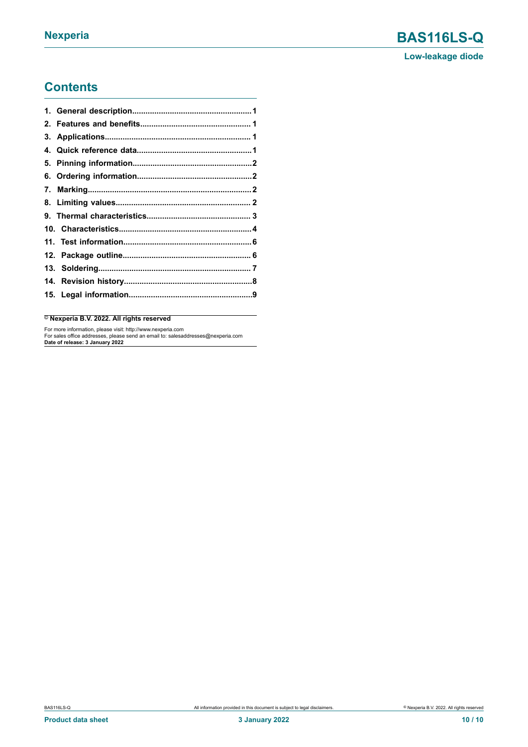## Contents

1. General description.....................................................1
2. Features and benefits.................................................. 1
3. Applications................................................................. 1
4. Quick reference data...................................................1
5. Pinning information.....................................................2
6. Ordering information...................................................2
7. Marking.........................................................................2
8. Limiting values............................................................ 2
9. Thermal characteristics.............................................. 3
10. Characteristics...........................................................4
11. Test information.........................................................6
12. Package outline......................................................... 6
13. Soldering.................................................................... 7
14. Revision history.........................................................8
15. Legal information.......................................................9

**© Nexperia B.V. 2022. All rights reserved**

For more information, please visit: http://www.nexperia.com
For sales office addresses, please send an email to: salesaddresses@nexperia.com
**Date of release: 3 January 2022**